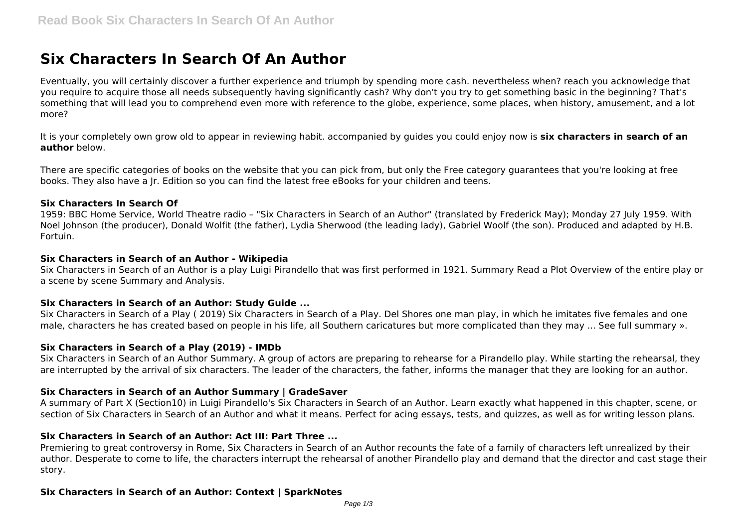# Six Characters In Search Of An Author

Eventually, you will certainly discover a further experience and triumph by spending more cash. nevertheless when? reach you acknowledge that you require to acquire those all needs subsequently having significantly cash? Why don't you try to get something basic in the beginning? That's something that will lead you to comprehend even more with reference to the globe, experience, some places, when history, amusement, and a lot more?

It is your completely own grow old to appear in reviewing habit. accompanied by guides you could enjoy now is **six characters in search of an author** below.

There are specific categories of books on the website that you can pick from, but only the Free category guarantees that you're looking at free books. They also have a Jr. Edition so you can find the latest free eBooks for your children and teens.

### Six Characters In Search Of

1959: BBC Home Service, World Theatre radio – "Six Characters in Search of an Author" (translated by Frederick May); Monday 27 July 1959. With Noel Johnson (the producer), Donald Wolfit (the father), Lydia Sherwood (the leading lady), Gabriel Woolf (the son). Produced and adapted by H.B. Fortuin.

### Six Characters in Search of an Author - Wikipedia

Six Characters in Search of an Author is a play Luigi Pirandello that was first performed in 1921. Summary Read a Plot Overview of the entire play or a scene by scene Summary and Analysis.

### Six Characters in Search of an Author: Study Guide ...

Six Characters in Search of a Play ( 2019) Six Characters in Search of a Play. Del Shores one man play, in which he imitates five females and one male, characters he has created based on people in his life, all Southern caricatures but more complicated than they may ... See full summary ».

### Six Characters in Search of a Play (2019) - IMDb

Six Characters in Search of an Author Summary. A group of actors are preparing to rehearse for a Pirandello play. While starting the rehearsal, they are interrupted by the arrival of six characters. The leader of the characters, the father, informs the manager that they are looking for an author.

### Six Characters in Search of an Author Summary | GradeSaver

A summary of Part X (Section10) in Luigi Pirandello's Six Characters in Search of an Author. Learn exactly what happened in this chapter, scene, or section of Six Characters in Search of an Author and what it means. Perfect for acing essays, tests, and quizzes, as well as for writing lesson plans.

### Six Characters in Search of an Author: Act III: Part Three ...

Premiering to great controversy in Rome, Six Characters in Search of an Author recounts the fate of a family of characters left unrealized by their author. Desperate to come to life, the characters interrupt the rehearsal of another Pirandello play and demand that the director and cast stage their story.

### Six Characters in Search of an Author: Context | SparkNotes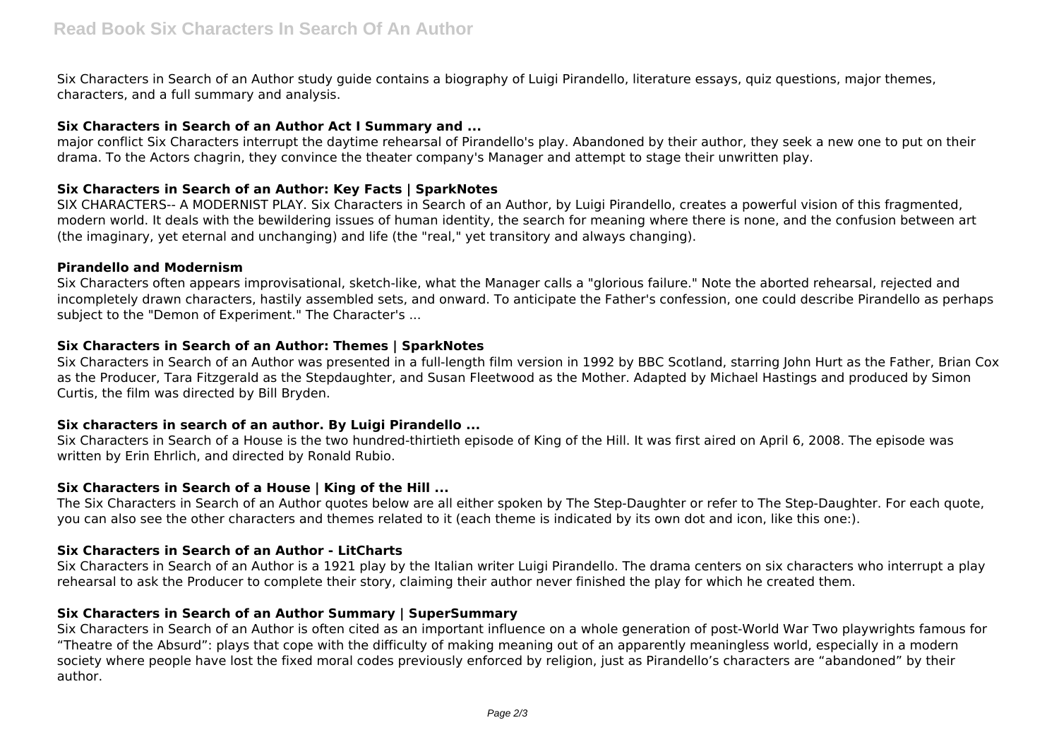Six Characters in Search of an Author study guide contains a biography of Luigi Pirandello, literature essays, quiz questions, major themes, characters, and a full summary and analysis.

### Six Characters in Search of an Author Act I Summary and ...

major conflict Six Characters interrupt the daytime rehearsal of Pirandello's play. Abandoned by their author, they seek a new one to put on their drama. To the Actors chagrin, they convince the theater company's Manager and attempt to stage their unwritten play.

### Six Characters in Search of an Author: Key Facts | SparkNotes

SIX CHARACTERS-- A MODERNIST PLAY. Six Characters in Search of an Author, by Luigi Pirandello, creates a powerful vision of this fragmented, modern world. It deals with the bewildering issues of human identity, the search for meaning where there is none, and the confusion between art (the imaginary, yet eternal and unchanging) and life (the "real," yet transitory and always changing).

### Pirandello and Modernism

Six Characters often appears improvisational, sketch-like, what the Manager calls a "glorious failure." Note the aborted rehearsal, rejected and incompletely drawn characters, hastily assembled sets, and onward. To anticipate the Father's confession, one could describe Pirandello as perhaps subject to the "Demon of Experiment." The Character's ...

### Six Characters in Search of an Author: Themes | SparkNotes

Six Characters in Search of an Author was presented in a full-length film version in 1992 by BBC Scotland, starring John Hurt as the Father, Brian Cox as the Producer, Tara Fitzgerald as the Stepdaughter, and Susan Fleetwood as the Mother. Adapted by Michael Hastings and produced by Simon Curtis, the film was directed by Bill Bryden.

### Six characters in search of an author. By Luigi Pirandello ...

Six Characters in Search of a House is the two hundred-thirtieth episode of King of the Hill. It was first aired on April 6, 2008. The episode was written by Erin Ehrlich, and directed by Ronald Rubio.

### Six Characters in Search of a House | King of the Hill ...

The Six Characters in Search of an Author quotes below are all either spoken by The Step-Daughter or refer to The Step-Daughter. For each quote, you can also see the other characters and themes related to it (each theme is indicated by its own dot and icon, like this one:).

### Six Characters in Search of an Author - LitCharts

Six Characters in Search of an Author is a 1921 play by the Italian writer Luigi Pirandello. The drama centers on six characters who interrupt a play rehearsal to ask the Producer to complete their story, claiming their author never finished the play for which he created them.

### Six Characters in Search of an Author Summary | SuperSummary

Six Characters in Search of an Author is often cited as an important influence on a whole generation of post-World War Two playwrights famous for "Theatre of the Absurd": plays that cope with the difficulty of making meaning out of an apparently meaningless world, especially in a modern society where people have lost the fixed moral codes previously enforced by religion, just as Pirandello's characters are "abandoned" by their author.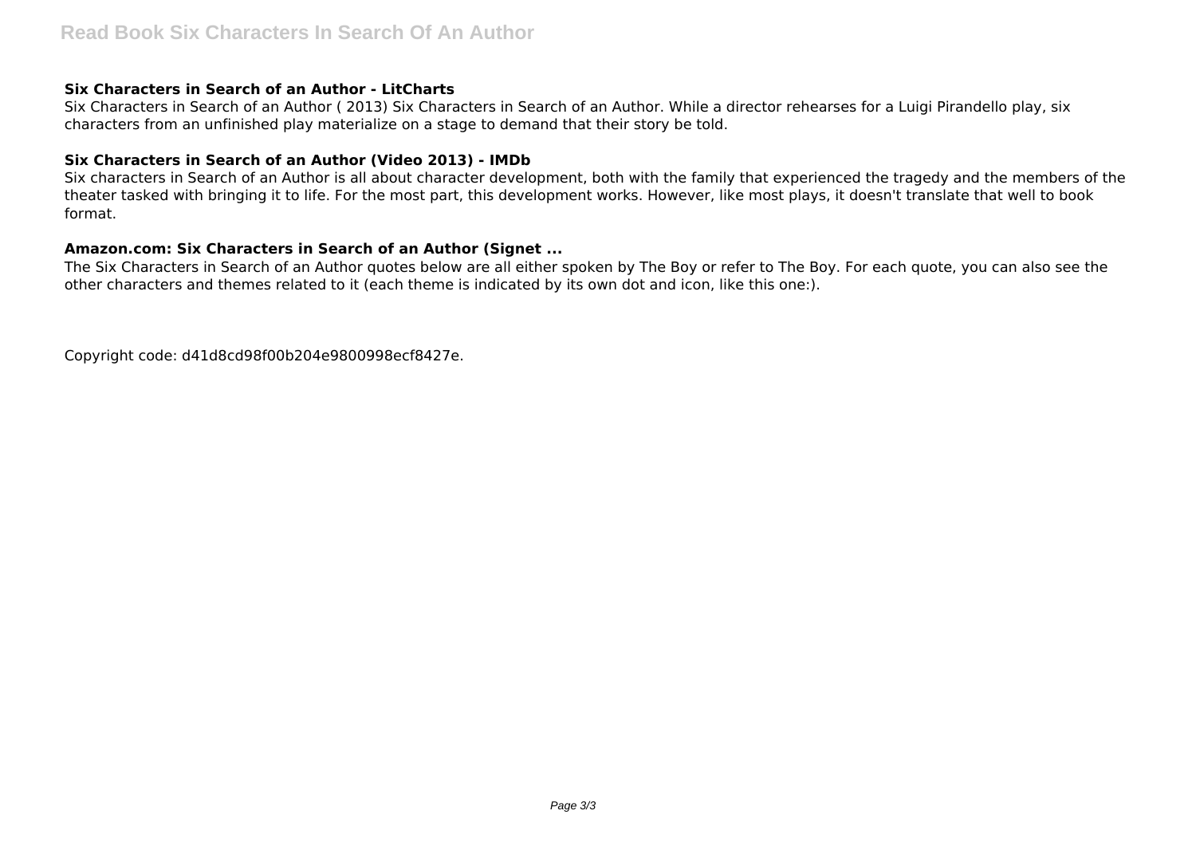### Six Characters in Search of an Author - LitCharts

Six Characters in Search of an Author ( 2013) Six Characters in Search of an Author. While a director rehearses for a Luigi Pirandello play, six characters from an unfinished play materialize on a stage to demand that their story be told.

### Six Characters in Search of an Author (Video 2013) - IMDb

Six characters in Search of an Author is all about character development, both with the family that experienced the tragedy and the members of the theater tasked with bringing it to life. For the most part, this development works. However, like most plays, it doesn't translate that well to book format.

### Amazon.com: Six Characters in Search of an Author (Signet ...

The Six Characters in Search of an Author quotes below are all either spoken by The Boy or refer to The Boy. For each quote, you can also see the other characters and themes related to it (each theme is indicated by its own dot and icon, like this one:).

Copyright code: d41d8cd98f00b204e9800998ecf8427e.